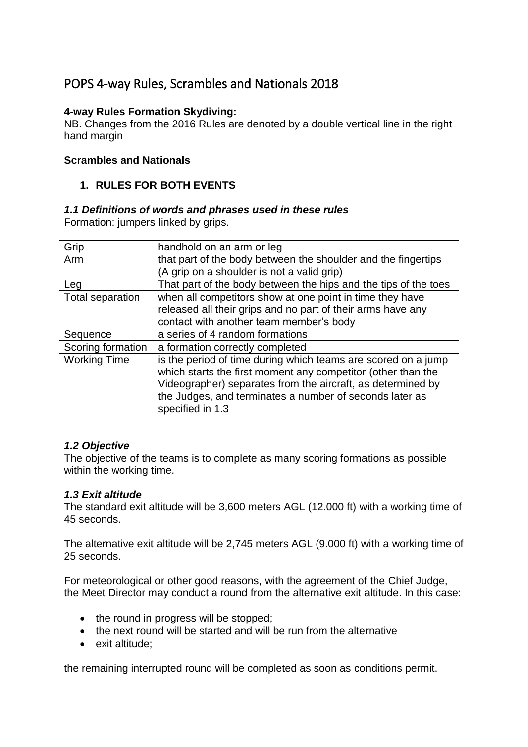# POPS 4-way Rules, Scrambles and Nationals 2018

**4-way Rules Formation Skydiving:**
NB. Changes from the 2016 Rules are denoted by a double vertical line in the right hand margin

**Scrambles and Nationals**

1. **RULES FOR BOTH EVENTS**

***1.1 Definitions of words and phrases used in these rules***
Formation: jumpers linked by grips.

| Grip | handhold on an arm or leg |
|---|---|
| Arm | that part of the body between the shoulder and the fingertips (A grip on a shoulder is not a valid grip) |
| Leg | That part of the body between the hips and the tips of the toes |
| Total separation | when all competitors show at one point in time they have released all their grips and no part of their arms have any contact with another team member's body |
| Sequence | a series of 4 random formations |
| Scoring formation | a formation correctly completed |
| Working Time | is the period of time during which teams are scored on a jump which starts the first moment any competitor (other than the Videographer) separates from the aircraft, as determined by the Judges, and terminates a number of seconds later as specified in 1.3 |

***1.2 Objective***
The objective of the teams is to complete as many scoring formations as possible within the working time.

***1.3 Exit altitude***
The standard exit altitude will be 3,600 meters AGL (12.000 ft) with a working time of 45 seconds.

The alternative exit altitude will be 2,745 meters AGL (9.000 ft) with a working time of 25 seconds.

For meteorological or other good reasons, with the agreement of the Chief Judge, the Meet Director may conduct a round from the alternative exit altitude. In this case:

- the round in progress will be stopped;
- the next round will be started and will be run from the alternative
- exit altitude;

the remaining interrupted round will be completed as soon as conditions permit.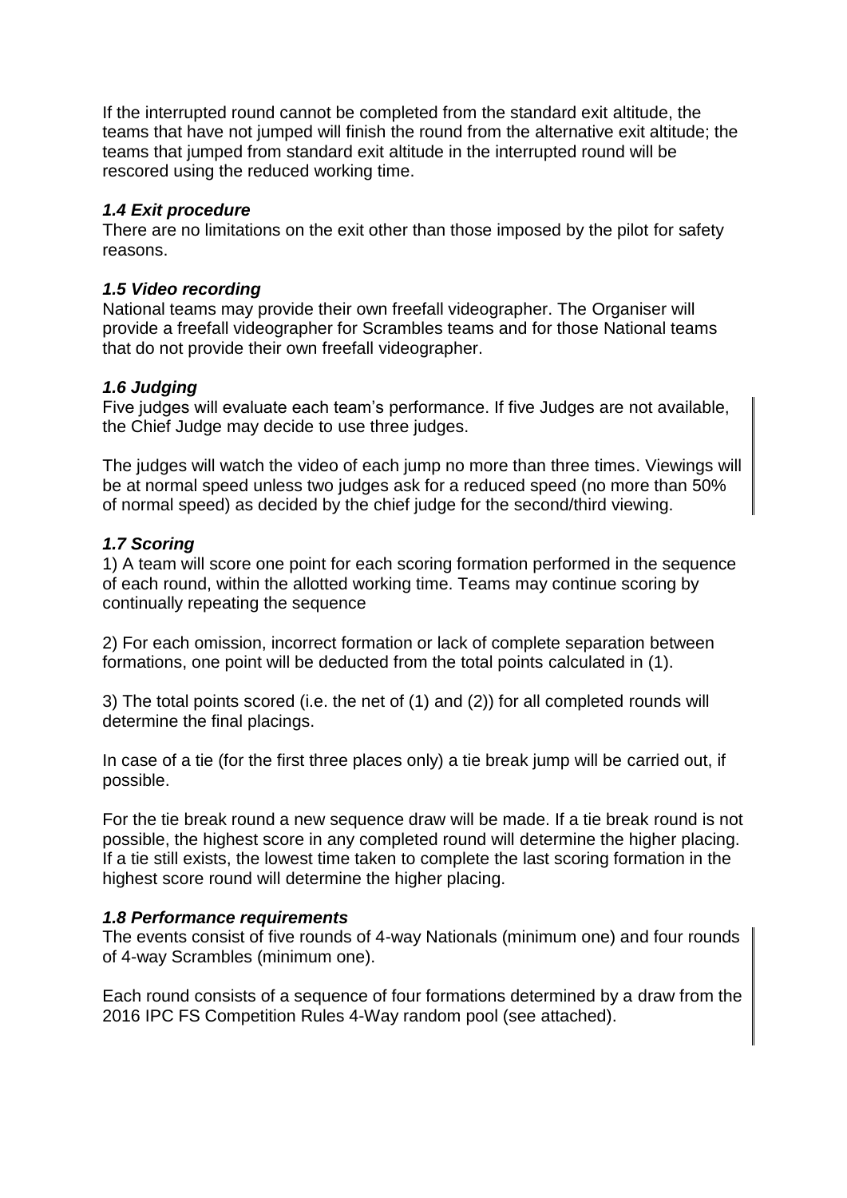If the interrupted round cannot be completed from the standard exit altitude, the teams that have not jumped will finish the round from the alternative exit altitude; the teams that jumped from standard exit altitude in the interrupted round will be rescored using the reduced working time.

### *1.4 Exit procedure*

There are no limitations on the exit other than those imposed by the pilot for safety reasons.

### *1.5 Video recording*

National teams may provide their own freefall videographer. The Organiser will provide a freefall videographer for Scrambles teams and for those National teams that do not provide their own freefall videographer.

### *1.6 Judging*

Five judges will evaluate each team's performance. If five Judges are not available, the Chief Judge may decide to use three judges.

The judges will watch the video of each jump no more than three times. Viewings will be at normal speed unless two judges ask for a reduced speed (no more than 50% of normal speed) as decided by the chief judge for the second/third viewing.

### *1.7 Scoring*

1) A team will score one point for each scoring formation performed in the sequence of each round, within the allotted working time. Teams may continue scoring by continually repeating the sequence

2) For each omission, incorrect formation or lack of complete separation between formations, one point will be deducted from the total points calculated in (1).

3) The total points scored (i.e. the net of (1) and (2)) for all completed rounds will determine the final placings.

In case of a tie (for the first three places only) a tie break jump will be carried out, if possible.

For the tie break round a new sequence draw will be made. If a tie break round is not possible, the highest score in any completed round will determine the higher placing. If a tie still exists, the lowest time taken to complete the last scoring formation in the highest score round will determine the higher placing.

### *1.8 Performance requirements*

The events consist of five rounds of 4-way Nationals (minimum one) and four rounds of 4-way Scrambles (minimum one).

Each round consists of a sequence of four formations determined by a draw from the 2016 IPC FS Competition Rules 4-Way random pool (see attached).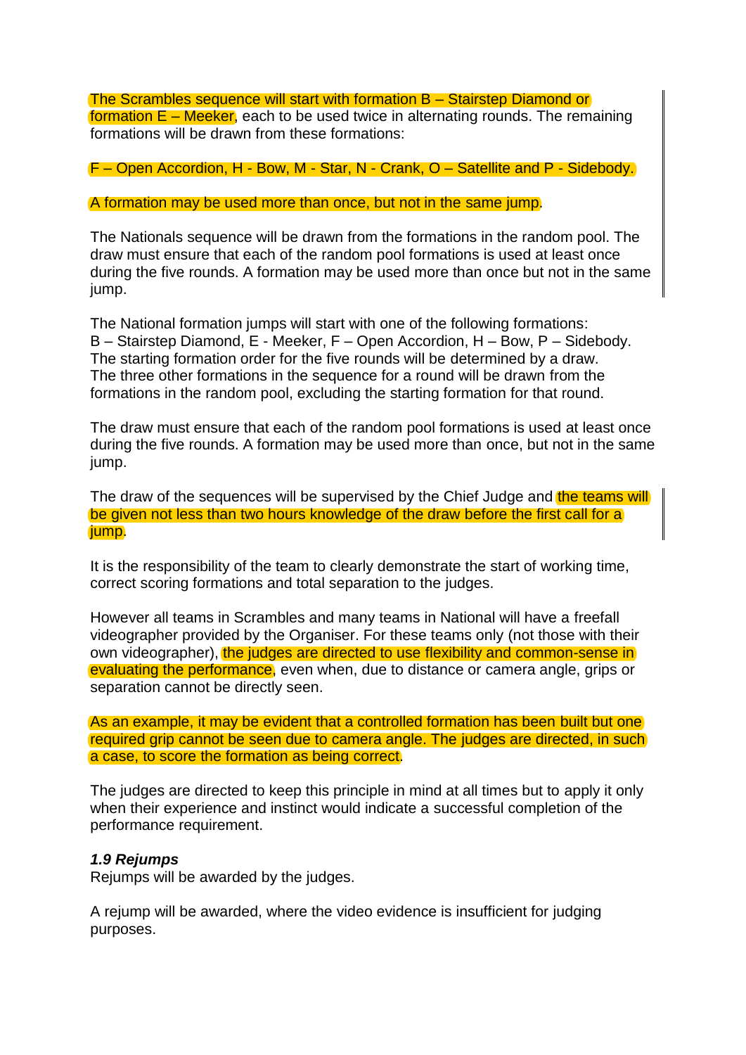The Scrambles sequence will start with formation B – Stairstep Diamond or formation E – Meeker, each to be used twice in alternating rounds. The remaining formations will be drawn from these formations:

F – Open Accordion, H - Bow, M - Star, N - Crank, O – Satellite and P - Sidebody.

A formation may be used more than once, but not in the same jump.

The Nationals sequence will be drawn from the formations in the random pool. The draw must ensure that each of the random pool formations is used at least once during the five rounds. A formation may be used more than once but not in the same jump.

The National formation jumps will start with one of the following formations:
B – Stairstep Diamond, E - Meeker, F – Open Accordion, H – Bow, P – Sidebody.
The starting formation order for the five rounds will be determined by a draw.
The three other formations in the sequence for a round will be drawn from the formations in the random pool, excluding the starting formation for that round.

The draw must ensure that each of the random pool formations is used at least once during the five rounds. A formation may be used more than once, but not in the same jump.

The draw of the sequences will be supervised by the Chief Judge and the teams will be given not less than two hours knowledge of the draw before the first call for a jump.

It is the responsibility of the team to clearly demonstrate the start of working time, correct scoring formations and total separation to the judges.

However all teams in Scrambles and many teams in National will have a freefall videographer provided by the Organiser. For these teams only (not those with their own videographer), the judges are directed to use flexibility and common-sense in evaluating the performance, even when, due to distance or camera angle, grips or separation cannot be directly seen.

As an example, it may be evident that a controlled formation has been built but one required grip cannot be seen due to camera angle. The judges are directed, in such a case, to score the formation as being correct.

The judges are directed to keep this principle in mind at all times but to apply it only when their experience and instinct would indicate a successful completion of the performance requirement.

### *1.9 Rejumps*

Rejumps will be awarded by the judges.

A rejump will be awarded, where the video evidence is insufficient for judging purposes.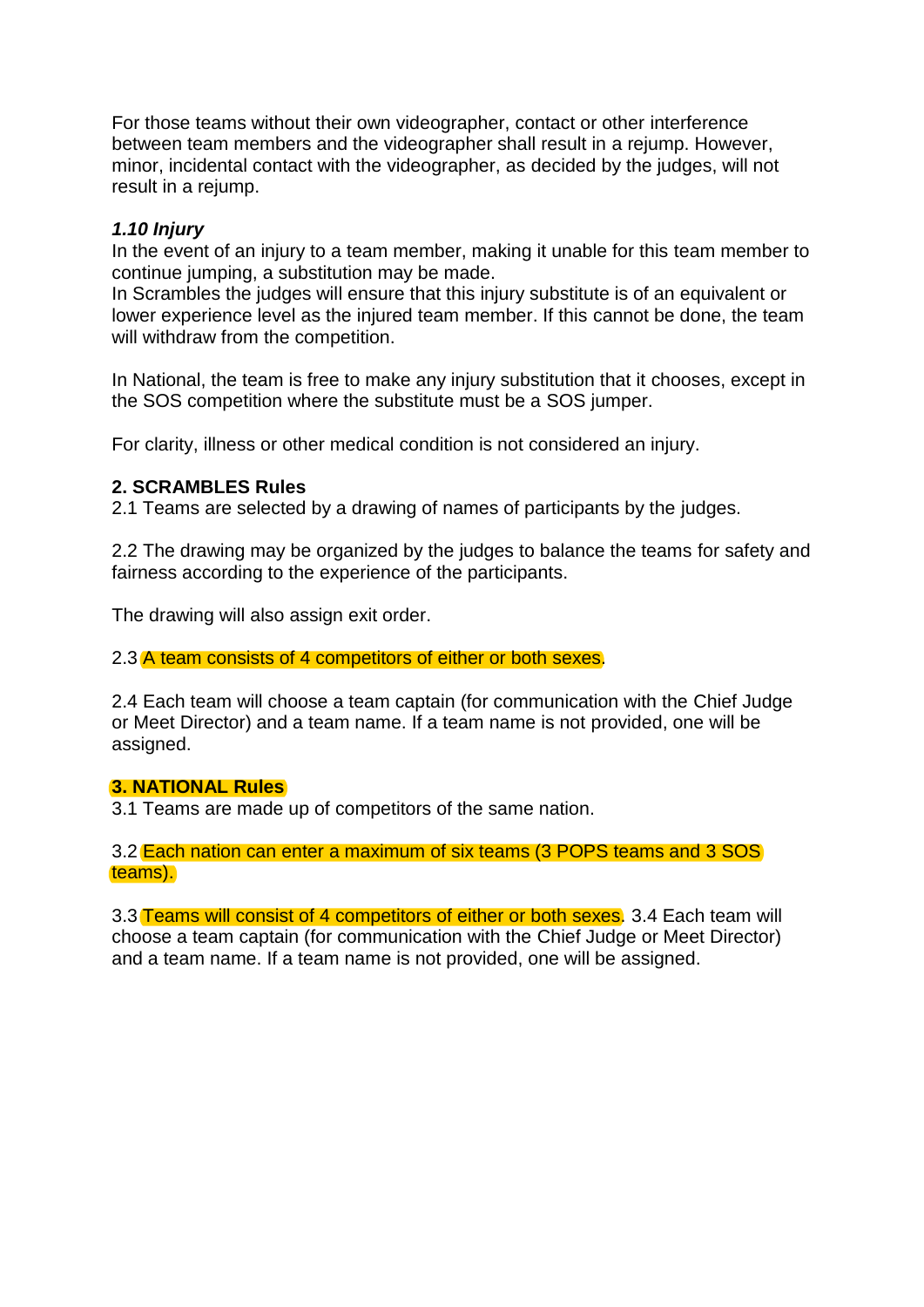For those teams without their own videographer, contact or other interference between team members and the videographer shall result in a rejump. However, minor, incidental contact with the videographer, as decided by the judges, will not result in a rejump.

***1.10 Injury***

In the event of an injury to a team member, making it unable for this team member to continue jumping, a substitution may be made.

In Scrambles the judges will ensure that this injury substitute is of an equivalent or lower experience level as the injured team member. If this cannot be done, the team will withdraw from the competition.

In National, the team is free to make any injury substitution that it chooses, except in the SOS competition where the substitute must be a SOS jumper.

For clarity, illness or other medical condition is not considered an injury.

**2. SCRAMBLES Rules**

2.1 Teams are selected by a drawing of names of participants by the judges.

2.2 The drawing may be organized by the judges to balance the teams for safety and fairness according to the experience of the participants.

The drawing will also assign exit order.

2.3 A team consists of 4 competitors of either or both sexes.

2.4 Each team will choose a team captain (for communication with the Chief Judge or Meet Director) and a team name. If a team name is not provided, one will be assigned.

**3. NATIONAL Rules**

3.1 Teams are made up of competitors of the same nation.

3.2 Each nation can enter a maximum of six teams (3 POPS teams and 3 SOS teams).

3.3 Teams will consist of 4 competitors of either or both sexes. 3.4 Each team will choose a team captain (for communication with the Chief Judge or Meet Director) and a team name. If a team name is not provided, one will be assigned.